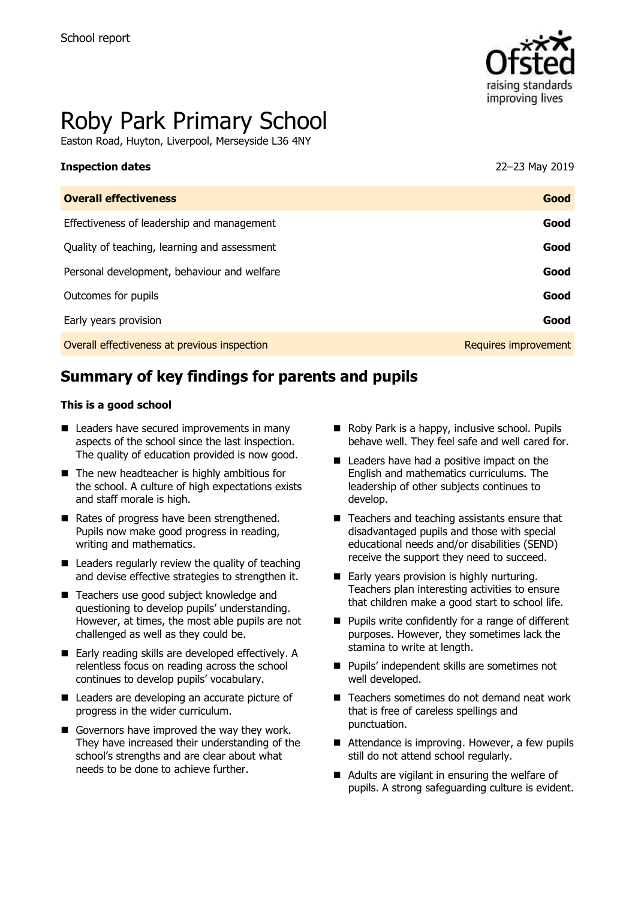School report

# Roby Park Primary School

Easton Road, Huyton, Liverpool, Merseyside L36 4NY

**Inspection dates** 22–23 May 2019

| **Overall effectiveness** | **Good** |
| --- | --- |
| Effectiveness of leadership and management | **Good** |
| Quality of teaching, learning and assessment | **Good** |
| Personal development, behaviour and welfare | **Good** |
| Outcomes for pupils | **Good** |
| Early years provision | **Good** |
| Overall effectiveness at previous inspection | Requires improvement |

## Summary of key findings for parents and pupils

**This is a good school**

- Leaders have secured improvements in many aspects of the school since the last inspection. The quality of education provided is now good.
- The new headteacher is highly ambitious for the school. A culture of high expectations exists and staff morale is high.
- Rates of progress have been strengthened. Pupils now make good progress in reading, writing and mathematics.
- Leaders regularly review the quality of teaching and devise effective strategies to strengthen it.
- Teachers use good subject knowledge and questioning to develop pupils' understanding. However, at times, the most able pupils are not challenged as well as they could be.
- Early reading skills are developed effectively. A relentless focus on reading across the school continues to develop pupils' vocabulary.
- Leaders are developing an accurate picture of progress in the wider curriculum.
- Governors have improved the way they work. They have increased their understanding of the school's strengths and are clear about what needs to be done to achieve further.
- Roby Park is a happy, inclusive school. Pupils behave well. They feel safe and well cared for.
- Leaders have had a positive impact on the English and mathematics curriculums. The leadership of other subjects continues to develop.
- Teachers and teaching assistants ensure that disadvantaged pupils and those with special educational needs and/or disabilities (SEND) receive the support they need to succeed.
- Early years provision is highly nurturing. Teachers plan interesting activities to ensure that children make a good start to school life.
- Pupils write confidently for a range of different purposes. However, they sometimes lack the stamina to write at length.
- Pupils' independent skills are sometimes not well developed.
- Teachers sometimes do not demand neat work that is free of careless spellings and punctuation.
- Attendance is improving. However, a few pupils still do not attend school regularly.
- Adults are vigilant in ensuring the welfare of pupils. A strong safeguarding culture is evident.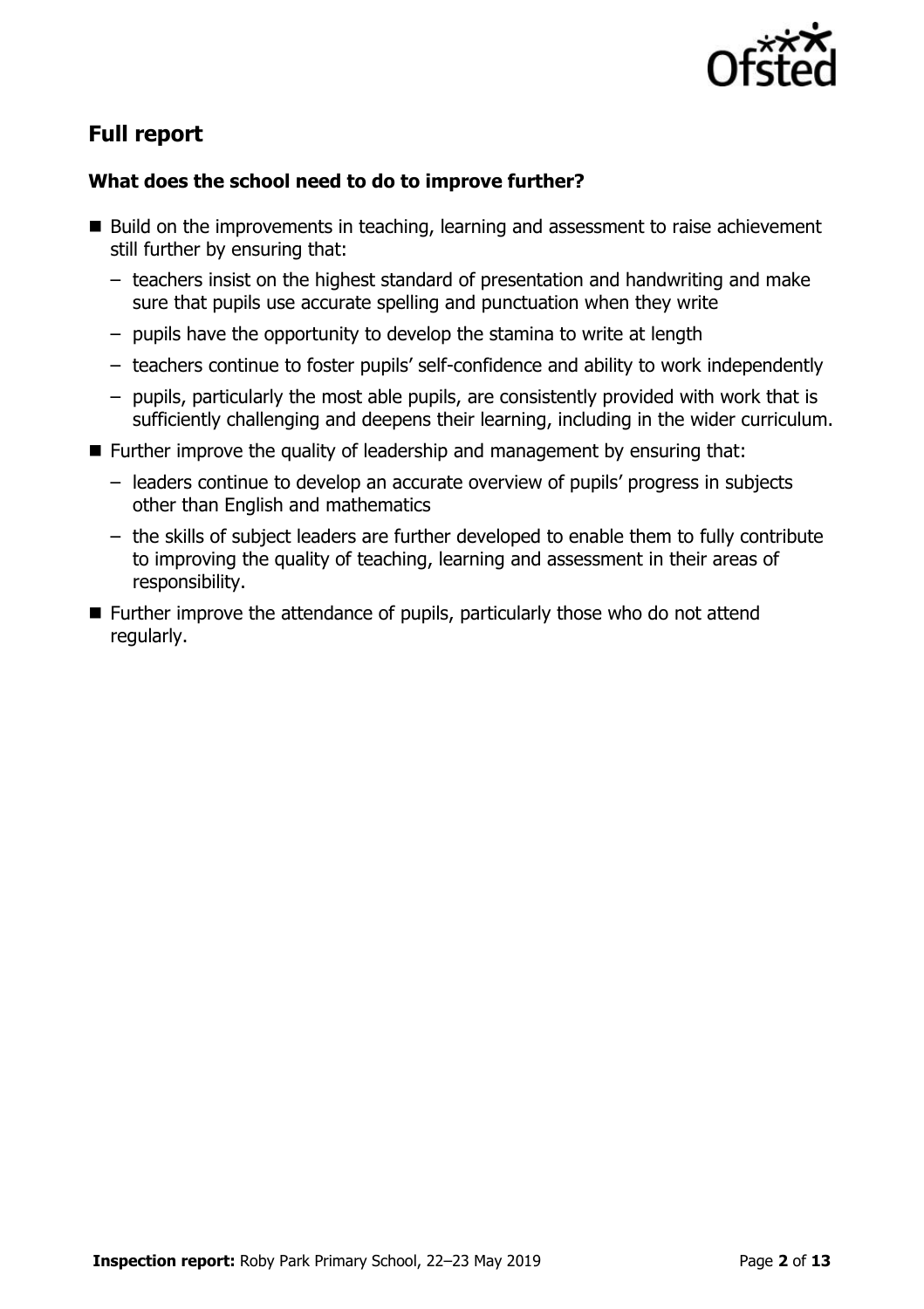## Full report

### What does the school need to do to improve further?

- Build on the improvements in teaching, learning and assessment to raise achievement still further by ensuring that:
  - teachers insist on the highest standard of presentation and handwriting and make sure that pupils use accurate spelling and punctuation when they write
  - pupils have the opportunity to develop the stamina to write at length
  - teachers continue to foster pupils' self-confidence and ability to work independently
  - pupils, particularly the most able pupils, are consistently provided with work that is sufficiently challenging and deepens their learning, including in the wider curriculum.
- Further improve the quality of leadership and management by ensuring that:
  - leaders continue to develop an accurate overview of pupils' progress in subjects other than English and mathematics
  - the skills of subject leaders are further developed to enable them to fully contribute to improving the quality of teaching, learning and assessment in their areas of responsibility.
- Further improve the attendance of pupils, particularly those who do not attend regularly.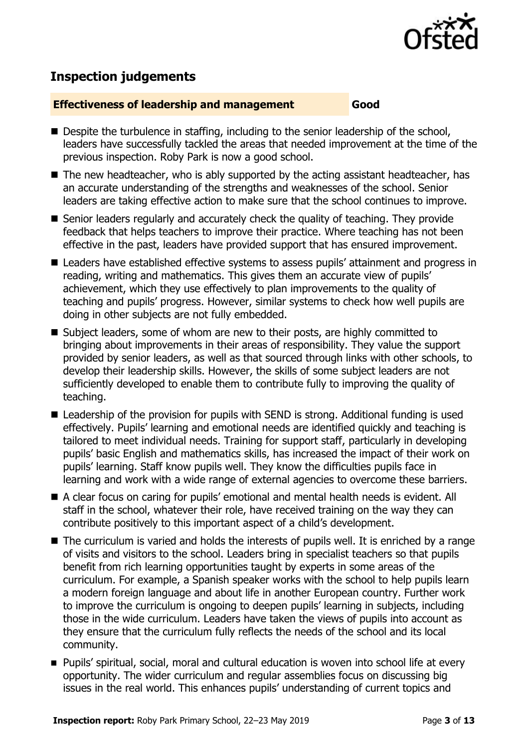## Inspection judgements

**Effectiveness of leadership and management** **Good**

- Despite the turbulence in staffing, including to the senior leadership of the school, leaders have successfully tackled the areas that needed improvement at the time of the previous inspection. Roby Park is now a good school.
- The new headteacher, who is ably supported by the acting assistant headteacher, has an accurate understanding of the strengths and weaknesses of the school. Senior leaders are taking effective action to make sure that the school continues to improve.
- Senior leaders regularly and accurately check the quality of teaching. They provide feedback that helps teachers to improve their practice. Where teaching has not been effective in the past, leaders have provided support that has ensured improvement.
- Leaders have established effective systems to assess pupils' attainment and progress in reading, writing and mathematics. This gives them an accurate view of pupils' achievement, which they use effectively to plan improvements to the quality of teaching and pupils' progress. However, similar systems to check how well pupils are doing in other subjects are not fully embedded.
- Subject leaders, some of whom are new to their posts, are highly committed to bringing about improvements in their areas of responsibility. They value the support provided by senior leaders, as well as that sourced through links with other schools, to develop their leadership skills. However, the skills of some subject leaders are not sufficiently developed to enable them to contribute fully to improving the quality of teaching.
- Leadership of the provision for pupils with SEND is strong. Additional funding is used effectively. Pupils' learning and emotional needs are identified quickly and teaching is tailored to meet individual needs. Training for support staff, particularly in developing pupils' basic English and mathematics skills, has increased the impact of their work on pupils' learning. Staff know pupils well. They know the difficulties pupils face in learning and work with a wide range of external agencies to overcome these barriers.
- A clear focus on caring for pupils' emotional and mental health needs is evident. All staff in the school, whatever their role, have received training on the way they can contribute positively to this important aspect of a child's development.
- The curriculum is varied and holds the interests of pupils well. It is enriched by a range of visits and visitors to the school. Leaders bring in specialist teachers so that pupils benefit from rich learning opportunities taught by experts in some areas of the curriculum. For example, a Spanish speaker works with the school to help pupils learn a modern foreign language and about life in another European country. Further work to improve the curriculum is ongoing to deepen pupils' learning in subjects, including those in the wide curriculum. Leaders have taken the views of pupils into account as they ensure that the curriculum fully reflects the needs of the school and its local community.
- Pupils' spiritual, social, moral and cultural education is woven into school life at every opportunity. The wider curriculum and regular assemblies focus on discussing big issues in the real world. This enhances pupils' understanding of current topics and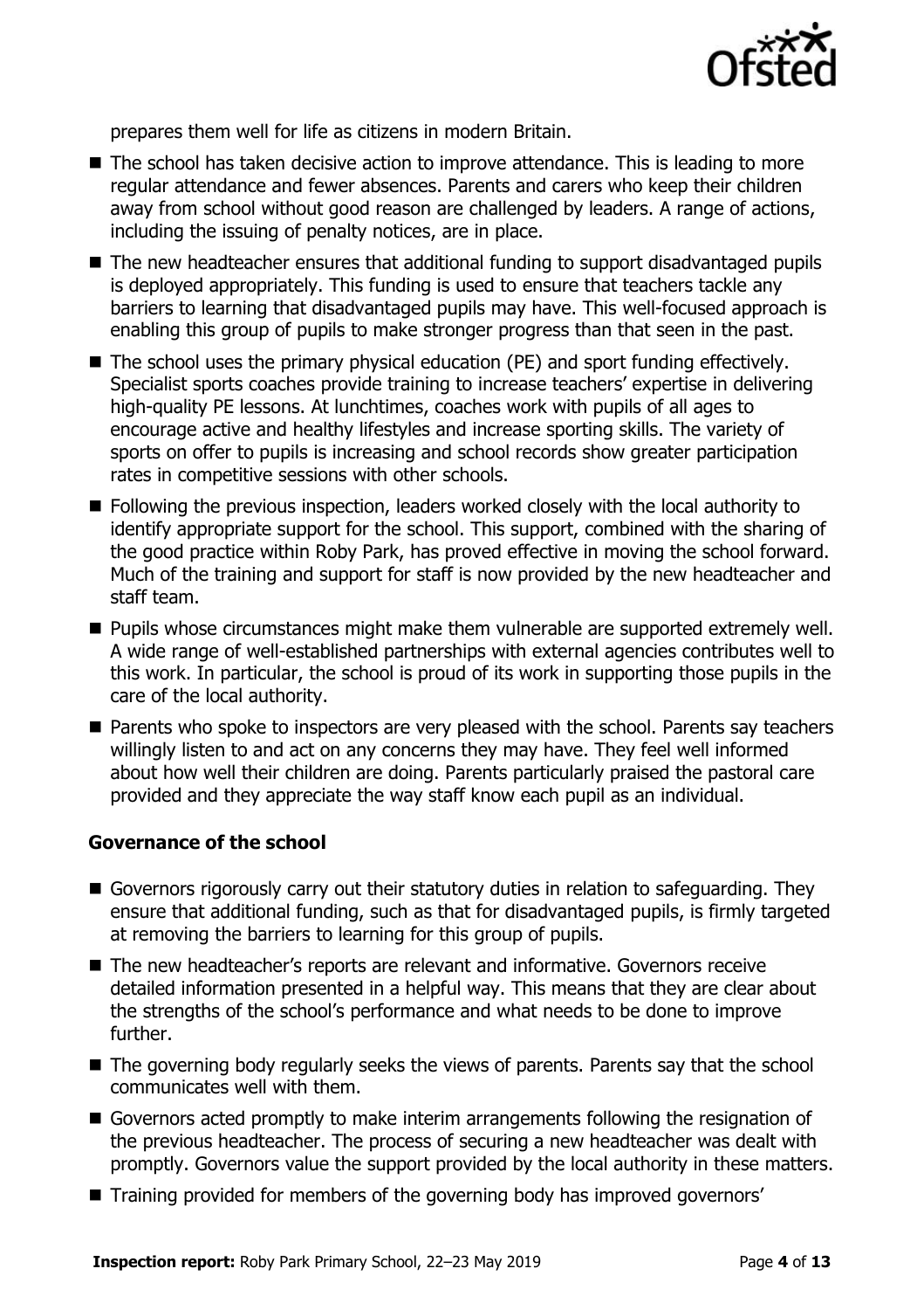prepares them well for life as citizens in modern Britain.

- The school has taken decisive action to improve attendance. This is leading to more regular attendance and fewer absences. Parents and carers who keep their children away from school without good reason are challenged by leaders. A range of actions, including the issuing of penalty notices, are in place.
- The new headteacher ensures that additional funding to support disadvantaged pupils is deployed appropriately. This funding is used to ensure that teachers tackle any barriers to learning that disadvantaged pupils may have. This well-focused approach is enabling this group of pupils to make stronger progress than that seen in the past.
- The school uses the primary physical education (PE) and sport funding effectively. Specialist sports coaches provide training to increase teachers' expertise in delivering high-quality PE lessons. At lunchtimes, coaches work with pupils of all ages to encourage active and healthy lifestyles and increase sporting skills. The variety of sports on offer to pupils is increasing and school records show greater participation rates in competitive sessions with other schools.
- Following the previous inspection, leaders worked closely with the local authority to identify appropriate support for the school. This support, combined with the sharing of the good practice within Roby Park, has proved effective in moving the school forward. Much of the training and support for staff is now provided by the new headteacher and staff team.
- Pupils whose circumstances might make them vulnerable are supported extremely well. A wide range of well-established partnerships with external agencies contributes well to this work. In particular, the school is proud of its work in supporting those pupils in the care of the local authority.
- Parents who spoke to inspectors are very pleased with the school. Parents say teachers willingly listen to and act on any concerns they may have. They feel well informed about how well their children are doing. Parents particularly praised the pastoral care provided and they appreciate the way staff know each pupil as an individual.

### Governance of the school

- Governors rigorously carry out their statutory duties in relation to safeguarding. They ensure that additional funding, such as that for disadvantaged pupils, is firmly targeted at removing the barriers to learning for this group of pupils.
- The new headteacher's reports are relevant and informative. Governors receive detailed information presented in a helpful way. This means that they are clear about the strengths of the school's performance and what needs to be done to improve further.
- The governing body regularly seeks the views of parents. Parents say that the school communicates well with them.
- Governors acted promptly to make interim arrangements following the resignation of the previous headteacher. The process of securing a new headteacher was dealt with promptly. Governors value the support provided by the local authority in these matters.
- Training provided for members of the governing body has improved governors'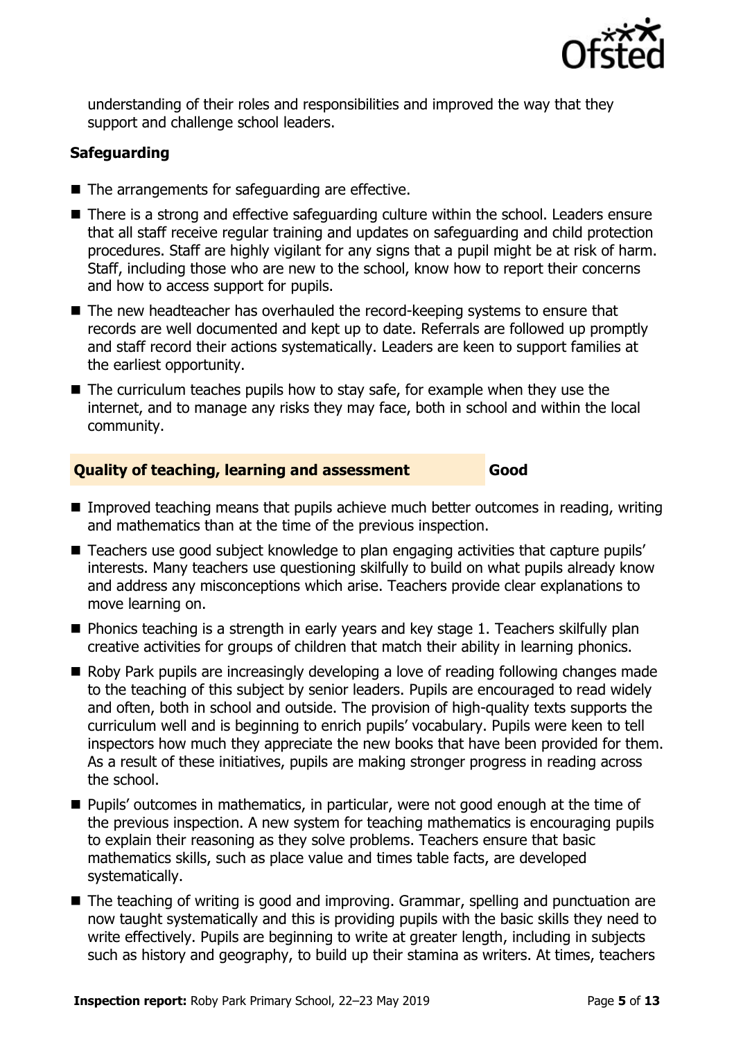understanding of their roles and responsibilities and improved the way that they support and challenge school leaders.

### Safeguarding

- The arrangements for safeguarding are effective.
- There is a strong and effective safeguarding culture within the school. Leaders ensure that all staff receive regular training and updates on safeguarding and child protection procedures. Staff are highly vigilant for any signs that a pupil might be at risk of harm. Staff, including those who are new to the school, know how to report their concerns and how to access support for pupils.
- The new headteacher has overhauled the record-keeping systems to ensure that records are well documented and kept up to date. Referrals are followed up promptly and staff record their actions systematically. Leaders are keen to support families at the earliest opportunity.
- The curriculum teaches pupils how to stay safe, for example when they use the internet, and to manage any risks they may face, both in school and within the local community.

### Quality of teaching, learning and assessment — Good

- Improved teaching means that pupils achieve much better outcomes in reading, writing and mathematics than at the time of the previous inspection.
- Teachers use good subject knowledge to plan engaging activities that capture pupils' interests. Many teachers use questioning skilfully to build on what pupils already know and address any misconceptions which arise. Teachers provide clear explanations to move learning on.
- Phonics teaching is a strength in early years and key stage 1. Teachers skilfully plan creative activities for groups of children that match their ability in learning phonics.
- Roby Park pupils are increasingly developing a love of reading following changes made to the teaching of this subject by senior leaders. Pupils are encouraged to read widely and often, both in school and outside. The provision of high-quality texts supports the curriculum well and is beginning to enrich pupils' vocabulary. Pupils were keen to tell inspectors how much they appreciate the new books that have been provided for them. As a result of these initiatives, pupils are making stronger progress in reading across the school.
- Pupils' outcomes in mathematics, in particular, were not good enough at the time of the previous inspection. A new system for teaching mathematics is encouraging pupils to explain their reasoning as they solve problems. Teachers ensure that basic mathematics skills, such as place value and times table facts, are developed systematically.
- The teaching of writing is good and improving. Grammar, spelling and punctuation are now taught systematically and this is providing pupils with the basic skills they need to write effectively. Pupils are beginning to write at greater length, including in subjects such as history and geography, to build up their stamina as writers. At times, teachers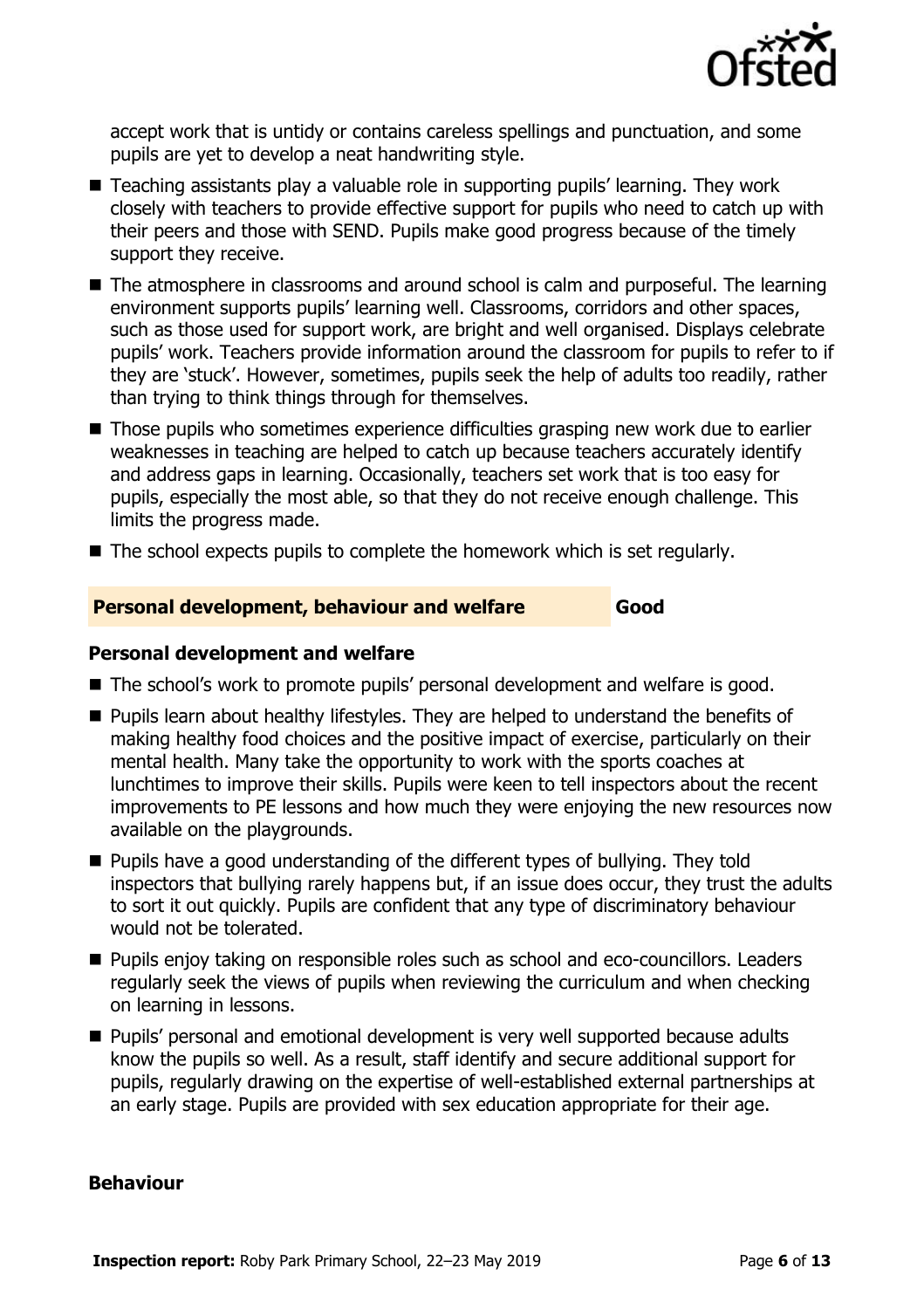accept work that is untidy or contains careless spellings and punctuation, and some pupils are yet to develop a neat handwriting style.

- Teaching assistants play a valuable role in supporting pupils' learning. They work closely with teachers to provide effective support for pupils who need to catch up with their peers and those with SEND. Pupils make good progress because of the timely support they receive.
- The atmosphere in classrooms and around school is calm and purposeful. The learning environment supports pupils' learning well. Classrooms, corridors and other spaces, such as those used for support work, are bright and well organised. Displays celebrate pupils' work. Teachers provide information around the classroom for pupils to refer to if they are 'stuck'. However, sometimes, pupils seek the help of adults too readily, rather than trying to think things through for themselves.
- Those pupils who sometimes experience difficulties grasping new work due to earlier weaknesses in teaching are helped to catch up because teachers accurately identify and address gaps in learning. Occasionally, teachers set work that is too easy for pupils, especially the most able, so that they do not receive enough challenge. This limits the progress made.
- The school expects pupils to complete the homework which is set regularly.

## Personal development, behaviour and welfare — Good

### Personal development and welfare

- The school's work to promote pupils' personal development and welfare is good.
- Pupils learn about healthy lifestyles. They are helped to understand the benefits of making healthy food choices and the positive impact of exercise, particularly on their mental health. Many take the opportunity to work with the sports coaches at lunchtimes to improve their skills. Pupils were keen to tell inspectors about the recent improvements to PE lessons and how much they were enjoying the new resources now available on the playgrounds.
- Pupils have a good understanding of the different types of bullying. They told inspectors that bullying rarely happens but, if an issue does occur, they trust the adults to sort it out quickly. Pupils are confident that any type of discriminatory behaviour would not be tolerated.
- Pupils enjoy taking on responsible roles such as school and eco-councillors. Leaders regularly seek the views of pupils when reviewing the curriculum and when checking on learning in lessons.
- Pupils' personal and emotional development is very well supported because adults know the pupils so well. As a result, staff identify and secure additional support for pupils, regularly drawing on the expertise of well-established external partnerships at an early stage. Pupils are provided with sex education appropriate for their age.

### Behaviour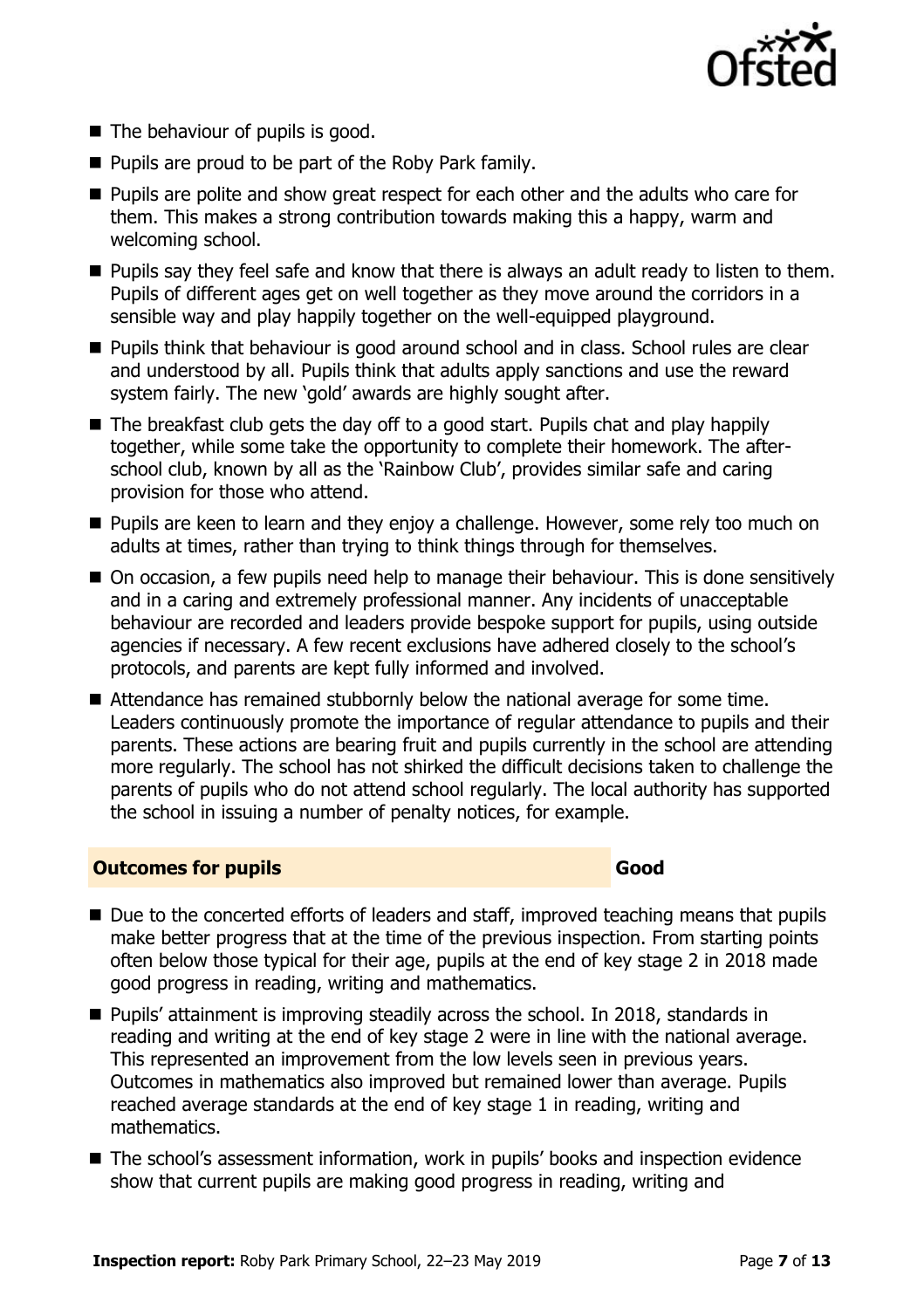- The behaviour of pupils is good.
- Pupils are proud to be part of the Roby Park family.
- Pupils are polite and show great respect for each other and the adults who care for them. This makes a strong contribution towards making this a happy, warm and welcoming school.
- Pupils say they feel safe and know that there is always an adult ready to listen to them. Pupils of different ages get on well together as they move around the corridors in a sensible way and play happily together on the well-equipped playground.
- Pupils think that behaviour is good around school and in class. School rules are clear and understood by all. Pupils think that adults apply sanctions and use the reward system fairly. The new 'gold' awards are highly sought after.
- The breakfast club gets the day off to a good start. Pupils chat and play happily together, while some take the opportunity to complete their homework. The after-school club, known by all as the 'Rainbow Club', provides similar safe and caring provision for those who attend.
- Pupils are keen to learn and they enjoy a challenge. However, some rely too much on adults at times, rather than trying to think things through for themselves.
- On occasion, a few pupils need help to manage their behaviour. This is done sensitively and in a caring and extremely professional manner. Any incidents of unacceptable behaviour are recorded and leaders provide bespoke support for pupils, using outside agencies if necessary. A few recent exclusions have adhered closely to the school's protocols, and parents are kept fully informed and involved.
- Attendance has remained stubbornly below the national average for some time. Leaders continuously promote the importance of regular attendance to pupils and their parents. These actions are bearing fruit and pupils currently in the school are attending more regularly. The school has not shirked the difficult decisions taken to challenge the parents of pupils who do not attend school regularly. The local authority has supported the school in issuing a number of penalty notices, for example.

## Outcomes for pupils — Good

- Due to the concerted efforts of leaders and staff, improved teaching means that pupils make better progress that at the time of the previous inspection. From starting points often below those typical for their age, pupils at the end of key stage 2 in 2018 made good progress in reading, writing and mathematics.
- Pupils' attainment is improving steadily across the school. In 2018, standards in reading and writing at the end of key stage 2 were in line with the national average. This represented an improvement from the low levels seen in previous years. Outcomes in mathematics also improved but remained lower than average. Pupils reached average standards at the end of key stage 1 in reading, writing and mathematics.
- The school's assessment information, work in pupils' books and inspection evidence show that current pupils are making good progress in reading, writing and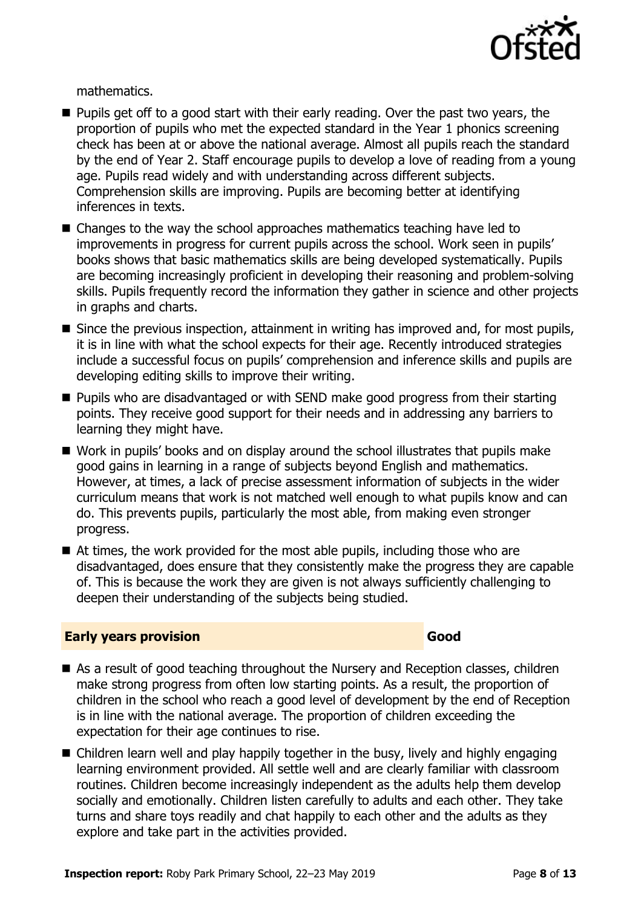mathematics.

- Pupils get off to a good start with their early reading. Over the past two years, the proportion of pupils who met the expected standard in the Year 1 phonics screening check has been at or above the national average. Almost all pupils reach the standard by the end of Year 2. Staff encourage pupils to develop a love of reading from a young age. Pupils read widely and with understanding across different subjects. Comprehension skills are improving. Pupils are becoming better at identifying inferences in texts.
- Changes to the way the school approaches mathematics teaching have led to improvements in progress for current pupils across the school. Work seen in pupils' books shows that basic mathematics skills are being developed systematically. Pupils are becoming increasingly proficient in developing their reasoning and problem-solving skills. Pupils frequently record the information they gather in science and other projects in graphs and charts.
- Since the previous inspection, attainment in writing has improved and, for most pupils, it is in line with what the school expects for their age. Recently introduced strategies include a successful focus on pupils' comprehension and inference skills and pupils are developing editing skills to improve their writing.
- Pupils who are disadvantaged or with SEND make good progress from their starting points. They receive good support for their needs and in addressing any barriers to learning they might have.
- Work in pupils' books and on display around the school illustrates that pupils make good gains in learning in a range of subjects beyond English and mathematics. However, at times, a lack of precise assessment information of subjects in the wider curriculum means that work is not matched well enough to what pupils know and can do. This prevents pupils, particularly the most able, from making even stronger progress.
- At times, the work provided for the most able pupils, including those who are disadvantaged, does ensure that they consistently make the progress they are capable of. This is because the work they are given is not always sufficiently challenging to deepen their understanding of the subjects being studied.

## Early years provision — Good

- As a result of good teaching throughout the Nursery and Reception classes, children make strong progress from often low starting points. As a result, the proportion of children in the school who reach a good level of development by the end of Reception is in line with the national average. The proportion of children exceeding the expectation for their age continues to rise.
- Children learn well and play happily together in the busy, lively and highly engaging learning environment provided. All settle well and are clearly familiar with classroom routines. Children become increasingly independent as the adults help them develop socially and emotionally. Children listen carefully to adults and each other. They take turns and share toys readily and chat happily to each other and the adults as they explore and take part in the activities provided.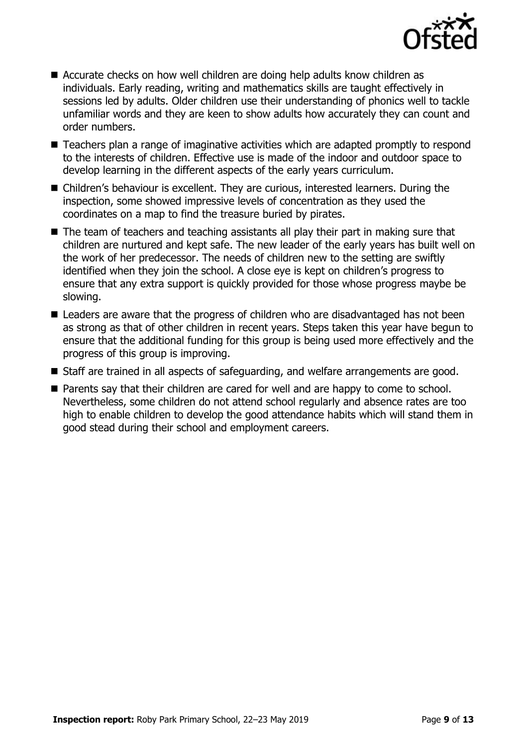- Accurate checks on how well children are doing help adults know children as individuals. Early reading, writing and mathematics skills are taught effectively in sessions led by adults. Older children use their understanding of phonics well to tackle unfamiliar words and they are keen to show adults how accurately they can count and order numbers.
- Teachers plan a range of imaginative activities which are adapted promptly to respond to the interests of children. Effective use is made of the indoor and outdoor space to develop learning in the different aspects of the early years curriculum.
- Children's behaviour is excellent. They are curious, interested learners. During the inspection, some showed impressive levels of concentration as they used the coordinates on a map to find the treasure buried by pirates.
- The team of teachers and teaching assistants all play their part in making sure that children are nurtured and kept safe. The new leader of the early years has built well on the work of her predecessor. The needs of children new to the setting are swiftly identified when they join the school. A close eye is kept on children's progress to ensure that any extra support is quickly provided for those whose progress maybe be slowing.
- Leaders are aware that the progress of children who are disadvantaged has not been as strong as that of other children in recent years. Steps taken this year have begun to ensure that the additional funding for this group is being used more effectively and the progress of this group is improving.
- Staff are trained in all aspects of safeguarding, and welfare arrangements are good.
- Parents say that their children are cared for well and are happy to come to school. Nevertheless, some children do not attend school regularly and absence rates are too high to enable children to develop the good attendance habits which will stand them in good stead during their school and employment careers.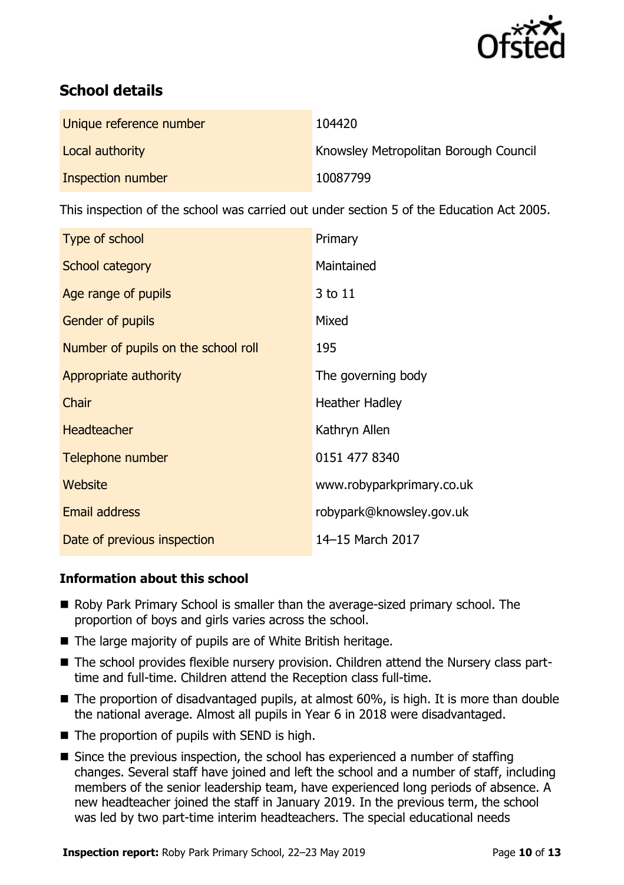## School details

| | |
|---|---|
| Unique reference number | 104420 |
| Local authority | Knowsley Metropolitan Borough Council |
| Inspection number | 10087799 |

This inspection of the school was carried out under section 5 of the Education Act 2005.

| | |
|---|---|
| Type of school | Primary |
| School category | Maintained |
| Age range of pupils | 3 to 11 |
| Gender of pupils | Mixed |
| Number of pupils on the school roll | 195 |
| Appropriate authority | The governing body |
| Chair | Heather Hadley |
| Headteacher | Kathryn Allen |
| Telephone number | 0151 477 8340 |
| Website | www.robyparkprimary.co.uk |
| Email address | robypark@knowsley.gov.uk |
| Date of previous inspection | 14–15 March 2017 |

### Information about this school

- Roby Park Primary School is smaller than the average-sized primary school. The proportion of boys and girls varies across the school.
- The large majority of pupils are of White British heritage.
- The school provides flexible nursery provision. Children attend the Nursery class part-time and full-time. Children attend the Reception class full-time.
- The proportion of disadvantaged pupils, at almost 60%, is high. It is more than double the national average. Almost all pupils in Year 6 in 2018 were disadvantaged.
- The proportion of pupils with SEND is high.
- Since the previous inspection, the school has experienced a number of staffing changes. Several staff have joined and left the school and a number of staff, including members of the senior leadership team, have experienced long periods of absence. A new headteacher joined the staff in January 2019. In the previous term, the school was led by two part-time interim headteachers. The special educational needs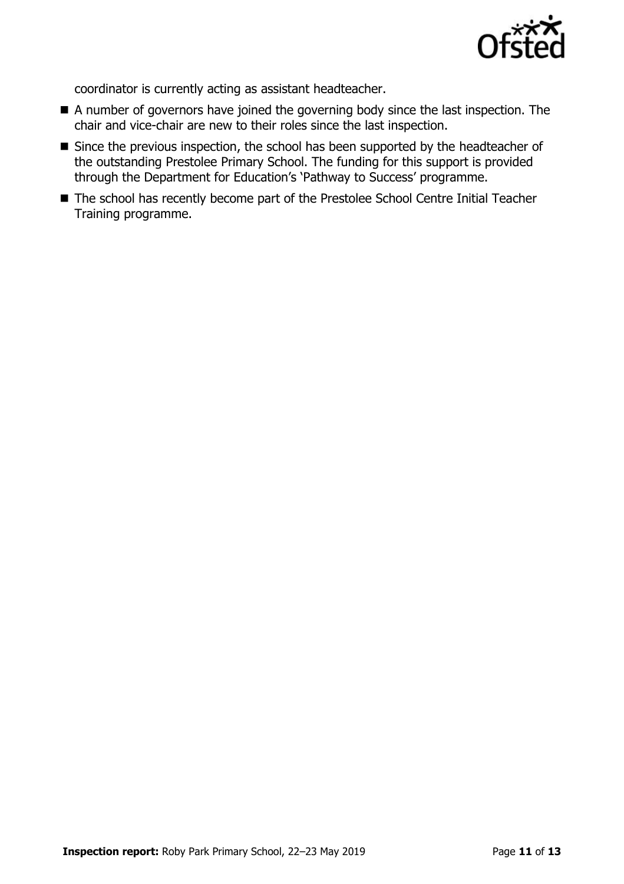coordinator is currently acting as assistant headteacher.

- A number of governors have joined the governing body since the last inspection. The chair and vice-chair are new to their roles since the last inspection.
- Since the previous inspection, the school has been supported by the headteacher of the outstanding Prestolee Primary School. The funding for this support is provided through the Department for Education's 'Pathway to Success' programme.
- The school has recently become part of the Prestolee School Centre Initial Teacher Training programme.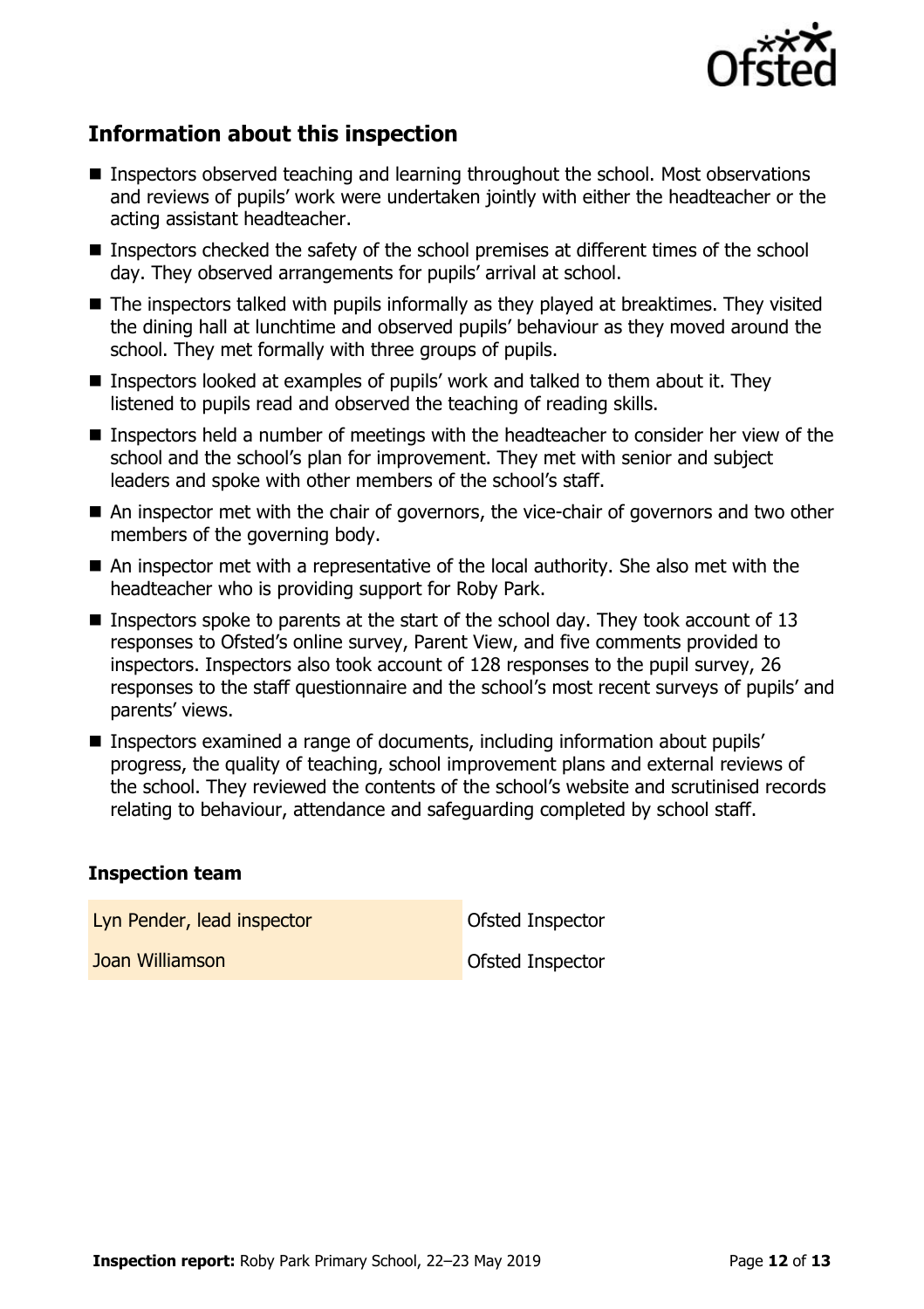## Information about this inspection

- Inspectors observed teaching and learning throughout the school. Most observations and reviews of pupils' work were undertaken jointly with either the headteacher or the acting assistant headteacher.
- Inspectors checked the safety of the school premises at different times of the school day. They observed arrangements for pupils' arrival at school.
- The inspectors talked with pupils informally as they played at breaktimes. They visited the dining hall at lunchtime and observed pupils' behaviour as they moved around the school. They met formally with three groups of pupils.
- Inspectors looked at examples of pupils' work and talked to them about it. They listened to pupils read and observed the teaching of reading skills.
- Inspectors held a number of meetings with the headteacher to consider her view of the school and the school's plan for improvement. They met with senior and subject leaders and spoke with other members of the school's staff.
- An inspector met with the chair of governors, the vice-chair of governors and two other members of the governing body.
- An inspector met with a representative of the local authority. She also met with the headteacher who is providing support for Roby Park.
- Inspectors spoke to parents at the start of the school day. They took account of 13 responses to Ofsted's online survey, Parent View, and five comments provided to inspectors. Inspectors also took account of 128 responses to the pupil survey, 26 responses to the staff questionnaire and the school's most recent surveys of pupils' and parents' views.
- Inspectors examined a range of documents, including information about pupils' progress, the quality of teaching, school improvement plans and external reviews of the school. They reviewed the contents of the school's website and scrutinised records relating to behaviour, attendance and safeguarding completed by school staff.

### Inspection team

| | |
|---|---|
| Lyn Pender, lead inspector | Ofsted Inspector |
| Joan Williamson | Ofsted Inspector |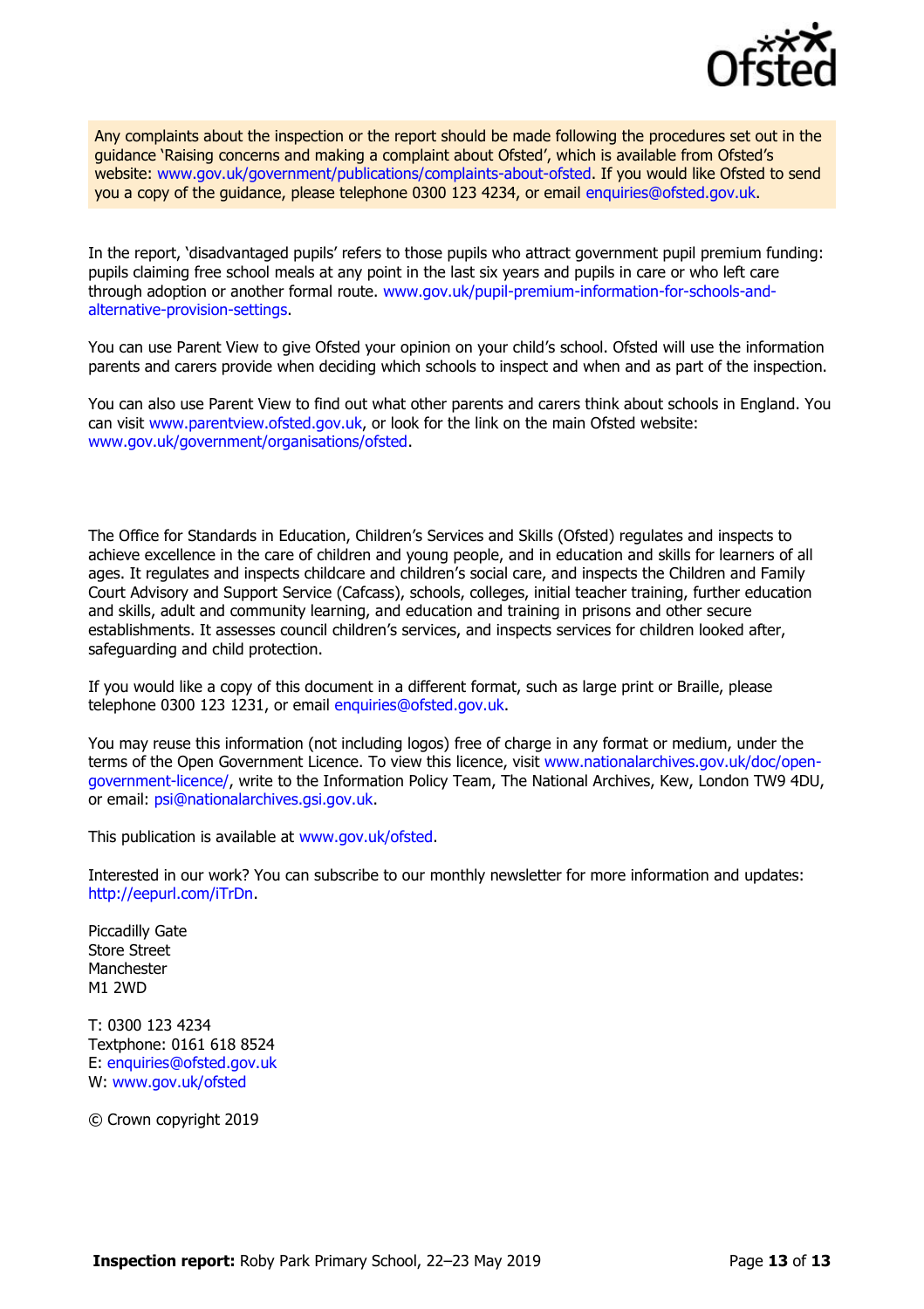Any complaints about the inspection or the report should be made following the procedures set out in the guidance 'Raising concerns and making a complaint about Ofsted', which is available from Ofsted's website: www.gov.uk/government/publications/complaints-about-ofsted. If you would like Ofsted to send you a copy of the guidance, please telephone 0300 123 4234, or email enquiries@ofsted.gov.uk.

In the report, 'disadvantaged pupils' refers to those pupils who attract government pupil premium funding: pupils claiming free school meals at any point in the last six years and pupils in care or who left care through adoption or another formal route. www.gov.uk/pupil-premium-information-for-schools-and-alternative-provision-settings.

You can use Parent View to give Ofsted your opinion on your child's school. Ofsted will use the information parents and carers provide when deciding which schools to inspect and when and as part of the inspection.

You can also use Parent View to find out what other parents and carers think about schools in England. You can visit www.parentview.ofsted.gov.uk, or look for the link on the main Ofsted website: www.gov.uk/government/organisations/ofsted.

The Office for Standards in Education, Children's Services and Skills (Ofsted) regulates and inspects to achieve excellence in the care of children and young people, and in education and skills for learners of all ages. It regulates and inspects childcare and children's social care, and inspects the Children and Family Court Advisory and Support Service (Cafcass), schools, colleges, initial teacher training, further education and skills, adult and community learning, and education and training in prisons and other secure establishments. It assesses council children's services, and inspects services for children looked after, safeguarding and child protection.

If you would like a copy of this document in a different format, such as large print or Braille, please telephone 0300 123 1231, or email enquiries@ofsted.gov.uk.

You may reuse this information (not including logos) free of charge in any format or medium, under the terms of the Open Government Licence. To view this licence, visit www.nationalarchives.gov.uk/doc/open-government-licence/, write to the Information Policy Team, The National Archives, Kew, London TW9 4DU, or email: psi@nationalarchives.gsi.gov.uk.

This publication is available at www.gov.uk/ofsted.

Interested in our work? You can subscribe to our monthly newsletter for more information and updates: http://eepurl.com/iTrDn.

Piccadilly Gate
Store Street
Manchester
M1 2WD

T: 0300 123 4234
Textphone: 0161 618 8524
E: enquiries@ofsted.gov.uk
W: www.gov.uk/ofsted

© Crown copyright 2019